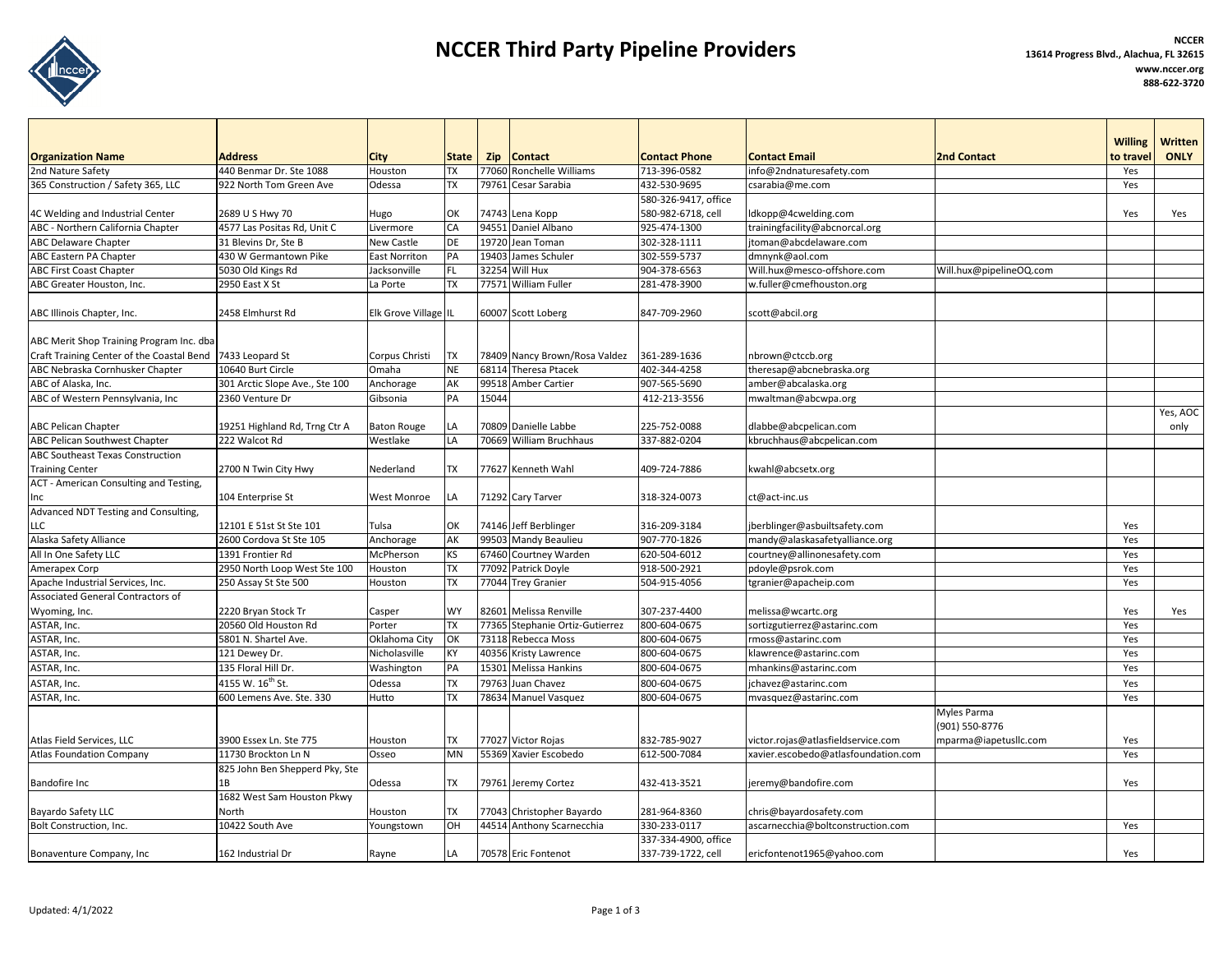# NCCER Third Party Pipeline Providers

**NCCER**
**13614 Progress Blvd., Alachua, FL 32615**
**www.nccer.org**
**888-622-3720**

| Organization Name | Address | City | State | Zip | Contact | Contact Phone | Contact Email | 2nd Contact | Willing to travel | Written ONLY |
|---|---|---|---|---|---|---|---|---|---|---|
| 2nd Nature Safety | 440 Benmar Dr. Ste 1088 | Houston | TX | 77060 | Ronchelle Williams | 713-396-0582 | info@2ndnaturesafety.com | | Yes | |
| 365 Construction / Safety 365, LLC | 922 North Tom Green Ave | Odessa | TX | 79761 | Cesar Sarabia | 432-530-9695 | csarabia@me.com | | Yes | |
| 4C Welding and Industrial Center | 2689 U S Hwy 70 | Hugo | OK | 74743 | Lena Kopp | 580-326-9417, office 580-982-6718, cell | ldkopp@4cwelding.com | | Yes | Yes |
| ABC - Northern California Chapter | 4577 Las Positas Rd, Unit C | Livermore | CA | 94551 | Daniel Albano | 925-474-1300 | trainingfacility@abcnorcal.org | | | |
| ABC Delaware Chapter | 31 Blevins Dr, Ste B | New Castle | DE | 19720 | Jean Toman | 302-328-1111 | jtoman@abcdelaware.com | | | |
| ABC Eastern PA Chapter | 430 W Germantown Pike | East Norriton | PA | 19403 | James Schuler | 302-559-5737 | dmnynk@aol.com | | | |
| ABC First Coast Chapter | 5030 Old Kings Rd | Jacksonville | FL | 32254 | Will Hux | 904-378-6563 | Will.hux@mesco-offshore.com | Will.hux@pipelineOQ.com | | |
| ABC Greater Houston, Inc. | 2950 East X St | La Porte | TX | 77571 | William Fuller | 281-478-3900 | w.fuller@cmefhouston.org | | | |
| ABC Illinois Chapter, Inc. | 2458 Elmhurst Rd | Elk Grove Village | IL | 60007 | Scott Loberg | 847-709-2960 | scott@abcil.org | | | |
| ABC Merit Shop Training Program Inc. dba Craft Training Center of the Coastal Bend | 7433 Leopard St | Corpus Christi | TX | 78409 | Nancy Brown/Rosa Valdez | 361-289-1636 | nbrown@ctccb.org | | | |
| ABC Nebraska Cornhusker Chapter | 10640 Burt Circle | Omaha | NE | 68114 | Theresa Ptacek | 402-344-4258 | theresap@abcnebraska.org | | | |
| ABC of Alaska, Inc. | 301 Arctic Slope Ave., Ste 100 | Anchorage | AK | 99518 | Amber Cartier | 907-565-5690 | amber@abcalaska.org | | | |
| ABC of Western Pennsylvania, Inc | 2360 Venture Dr | Gibsonia | PA | 15044 | | 412-213-3556 | mwaltman@abcwpa.org | | | |
| ABC Pelican Chapter | 19251 Highland Rd, Trng Ctr A | Baton Rouge | LA | 70809 | Danielle Labbe | 225-752-0088 | dlabbe@abcpelican.com | | | Yes, AOC only |
| ABC Pelican Southwest Chapter | 222 Walcot Rd | Westlake | LA | 70669 | William Bruchhaus | 337-882-0204 | kbruchhaus@abcpelican.com | | | |
| ABC Southeast Texas Construction Training Center | 2700 N Twin City Hwy | Nederland | TX | 77627 | Kenneth Wahl | 409-724-7886 | kwahl@abcsetx.org | | | |
| ACT - American Consulting and Testing, Inc | 104 Enterprise St | West Monroe | LA | 71292 | Cary Tarver | 318-324-0073 | ct@act-inc.us | | | |
| Advanced NDT Testing and Consulting, LLC | 12101 E 51st St Ste 101 | Tulsa | OK | 74146 | Jeff Berblinger | 316-209-3184 | jberblinger@asbuiltsafety.com | | Yes | |
| Alaska Safety Alliance | 2600 Cordova St Ste 105 | Anchorage | AK | 99503 | Mandy Beaulieu | 907-770-1826 | mandy@alaskasafetyalliance.org | | Yes | |
| All In One Safety LLC | 1391 Frontier Rd | McPherson | KS | 67460 | Courtney Warden | 620-504-6012 | courtney@allinonesafety.com | | Yes | |
| Amerapex Corp | 2950 North Loop West Ste 100 | Houston | TX | 77092 | Patrick Doyle | 918-500-2921 | pdoyle@psrok.com | | Yes | |
| Apache Industrial Services, Inc. | 250 Assay St Ste 500 | Houston | TX | 77044 | Trey Granier | 504-915-4056 | tgranier@apacheip.com | | Yes | |
| Associated General Contractors of Wyoming, Inc. | 2220 Bryan Stock Tr | Casper | WY | 82601 | Melissa Renville | 307-237-4400 | melissa@wcartc.org | | Yes | Yes |
| ASTAR, Inc. | 20560 Old Houston Rd | Porter | TX | 77365 | Stephanie Ortiz-Gutierrez | 800-604-0675 | sortizgutierrez@astarinc.com | | Yes | |
| ASTAR, Inc. | 5801 N. Shartel Ave. | Oklahoma City | OK | 73118 | Rebecca Moss | 800-604-0675 | rmoss@astarinc.com | | Yes | |
| ASTAR, Inc. | 121 Dewey Dr. | Nicholasville | KY | 40356 | Kristy Lawrence | 800-604-0675 | klawrence@astarinc.com | | Yes | |
| ASTAR, Inc. | 135 Floral Hill Dr. | Washington | PA | 15301 | Melissa Hankins | 800-604-0675 | mhankins@astarinc.com | | Yes | |
| ASTAR, Inc. | 4155 W. 16th St. | Odessa | TX | 79763 | Juan Chavez | 800-604-0675 | jchavez@astarinc.com | | Yes | |
| ASTAR, Inc. | 600 Lemens Ave. Ste. 330 | Hutto | TX | 78634 | Manuel Vasquez | 800-604-0675 | mvasquez@astarinc.com | | Yes | |
| Atlas Field Services, LLC | 3900 Essex Ln. Ste 775 | Houston | TX | 77027 | Victor Rojas | 832-785-9027 | victor.rojas@atlasfieldservice.com | Myles Parma (901) 550-8776 mparma@iapetusllc.com | Yes | |
| Atlas Foundation Company | 11730 Brockton Ln N | Osseo | MN | 55369 | Xavier Escobedo | 612-500-7084 | xavier.escobedo@atlasfoundation.com | | Yes | |
| Bandofire Inc | 825 John Ben Shepperd Pky, Ste 1B | Odessa | TX | 79761 | Jeremy Cortez | 432-413-3521 | jeremy@bandofire.com | | Yes | |
| Bayardo Safety LLC | 1682 West Sam Houston Pkwy North | Houston | TX | 77043 | Christopher Bayardo | 281-964-8360 | chris@bayardosafety.com | | | |
| Bolt Construction, Inc. | 10422 South Ave | Youngstown | OH | 44514 | Anthony Scarnecchia | 330-233-0117 | ascarnecchia@boltconstruction.com | | Yes | |
| Bonaventure Company, Inc | 162 Industrial Dr | Rayne | LA | 70578 | Eric Fontenot | 337-334-4900, office 337-739-1722, cell | ericfontenot1965@yahoo.com | | Yes | |

Updated: 4/1/2022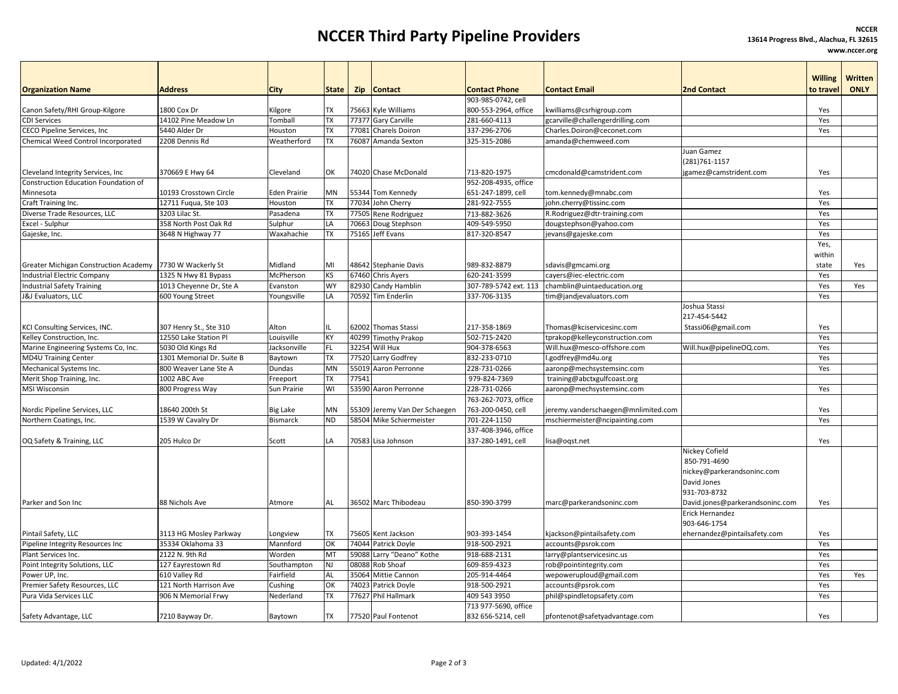# NCCER Third Party Pipeline Providers

**NCCER**
**13614 Progress Blvd., Alachua, FL 32615**
**www.nccer.org**

| Organization Name | Address | City | State | Zip | Contact | Contact Phone | Contact Email | 2nd Contact | Willing to travel | Written ONLY |
|---|---|---|---|---|---|---|---|---|---|---|
| Canon Safety/RHI Group-Kilgore | 1800 Cox Dr | Kilgore | TX | 75663 | Kyle Williams | 903-985-0742, cell 800-553-2964, office | kwilliams@csrhigroup.com | | Yes | |
| CDI Services | 14102 Pine Meadow Ln | Tomball | TX | 77377 | Gary Carville | 281-660-4113 | gcarville@challengerdrilling.com | | Yes | |
| CECO Pipeline Services, Inc | 5440 Alder Dr | Houston | TX | 77081 | Charels Doiron | 337-296-2706 | Charles.Doiron@ceconet.com | | Yes | |
| Chemical Weed Control Incorporated | 2208 Dennis Rd | Weatherford | TX | 76087 | Amanda Sexton | 325-315-2086 | amanda@chemweed.com | | | |
| Cleveland Integrity Services, Inc | 370669 E Hwy 64 | Cleveland | OK | 74020 | Chase McDonald | 713-820-1975 | cmcdonald@camstrident.com | Juan Gamez (281)761-1157 jgamez@camstrident.com | Yes | |
| Construction Education Foundation of Minnesota | 10193 Crosstown Circle | Eden Prairie | MN | 55344 | Tom Kennedy | 952-208-4935, office 651-247-1899, cell | tom.kennedy@mnabc.com | | Yes | |
| Craft Training Inc. | 12711 Fuqua, Ste 103 | Houston | TX | 77034 | John Cherry | 281-922-7555 | john.cherry@tissinc.com | | Yes | |
| Diverse Trade Resources, LLC | 3203 Lilac St. | Pasadena | TX | 77505 | Rene Rodriguez | 713-882-3626 | R.Rodriguez@dtr-training.com | | Yes | |
| Excel - Sulphur | 358 North Post Oak Rd | Sulphur | LA | 70663 | Doug Stephson | 409-549-5950 | dougstephson@yahoo.com | | Yes | |
| Gajeske, Inc. | 3648 N Highway 77 | Waxahachie | TX | 75165 | Jeff Evans | 817-320-8547 | jevans@gajeske.com | | Yes | |
| Greater Michigan Construction Academy | 7730 W Wackerly St | Midland | MI | 48642 | Stephanie Davis | 989-832-8879 | sdavis@gmcami.org | | Yes, within state | Yes |
| Industrial Electric Company | 1325 N Hwy 81 Bypass | McPherson | KS | 67460 | Chris Ayers | 620-241-3599 | cayers@iec-electric.com | | Yes | |
| Industrial Safety Training | 1013 Cheyenne Dr, Ste A | Evanston | WY | 82930 | Candy Hamblin | 307-789-5742 ext. 113 | chamblin@uintaeducation.org | | Yes | Yes |
| J&J Evaluators, LLC | 600 Young Street | Youngsville | LA | 70592 | Tim Enderlin | 337-706-3135 | tim@jandjevaluators.com | | Yes | |
| KCI Consulting Services, INC. | 307 Henry St., Ste 310 | Alton | IL | 62002 | Thomas Stassi | 217-358-1869 | Thomas@kciservicesinc.com | Joshua Stassi 217-454-5442 Stassi06@gmail.com | Yes | |
| Kelley Construction, Inc. | 12550 Lake Station Pl | Louisville | KY | 40299 | Timothy Prakop | 502-715-2420 | tprakop@kelleyconstruction.com | | Yes | |
| Marine Engineering Systems Co, Inc. | 5030 Old Kings Rd | Jacksonville | FL | 32254 | Will Hux | 904-378-6563 | Will.hux@mesco-offshore.com | Will.hux@pipelineOQ.com. | Yes | |
| MD4U Training Center | 1301 Memorial Dr. Suite B | Baytown | TX | 77520 | Larry Godfrey | 832-233-0710 | l.godfrey@md4u.org | | Yes | |
| Mechanical Systems Inc. | 800 Weaver Lane Ste A | Dundas | MN | 55019 | Aaron Perronne | 228-731-0266 | aaronp@mechsystemsinc.com | | Yes | |
| Merit Shop Training, Inc. | 1002 ABC Ave | Freeport | TX | 77541 | | 979-824-7369 | training@abctxgulfcoast.org | | | |
| MSI Wisconsin | 800 Progress Way | Sun Prairie | WI | 53590 | Aaron Perronne | 228-731-0266 | aaronp@mechsystemsinc.com | | Yes | |
| Nordic Pipeline Services, LLC | 18640 200th St | Big Lake | MN | 55309 | Jeremy Van Der Schaegen | 763-262-7073, office 763-200-0450, cell | jeremy.vanderschaegen@mnlimited.com | | Yes | |
| Northern Coatings, Inc. | 1539 W Cavalry Dr | Bismarck | ND | 58504 | Mike Schiermeister | 701-224-1150 | mschiermeister@ncipainting.com | | Yes | |
| OQ Safety & Training, LLC | 205 Hulco Dr | Scott | LA | 70583 | Lisa Johnson | 337-408-3946, office 337-280-1491, cell | lisa@oqst.net | | Yes | |
| Parker and Son Inc | 88 Nichols Ave | Atmore | AL | 36502 | Marc Thibodeau | 850-390-3799 | marc@parkerandsoninc.com | Nickey Cofield 850-791-4690 nickey@parkerandsoninc.com David Jones 931-703-8732 David.jones@parkerandsoninc.com | Yes | |
| Pintail Safety, LLC | 3113 HG Mosley Parkway | Longview | TX | 75605 | Kent Jackson | 903-393-1454 | kjackson@pintailsafety.com | Erick Hernandez 903-646-1754 ehernandez@pintailsafety.com | Yes | |
| Pipeline Integrity Resources Inc | 35334 Oklahoma 33 | Mannford | OK | 74044 | Patrick Doyle | 918-500-2921 | accounts@psrok.com | | Yes | |
| Plant Services Inc. | 2122 N. 9th Rd | Worden | MT | 59088 | Larry "Deano" Kothe | 918-688-2131 | larry@plantservicesinc.us | | Yes | |
| Point Integrity Solutions, LLC | 127 Eayrestown Rd | Southampton | NJ | 08088 | Rob Shoaf | 609-859-4323 | rob@pointintegrity.com | | Yes | |
| Power UP, Inc. | 610 Valley Rd | Fairfield | AL | 35064 | Mittie Cannon | 205-914-4464 | wepoweruploud@gmail.com | | Yes | Yes |
| Premier Safety Resources, LLC | 121 North Harrison Ave | Cushing | OK | 74023 | Patrick Doyle | 918-500-2921 | accounts@psrok.com | | Yes | |
| Pura Vida Services LLC | 906 N Memorial Frwy | Nederland | TX | 77627 | Phil Hallmark | 409 543 3950 | phil@spindletopsafety.com | | Yes | |
| Safety Advantage, LLC | 7210 Bayway Dr. | Baytown | TX | 77520 | Paul Fontenot | 713 977-5690, office 832 656-5214, cell | pfontenot@safetyadvantage.com | | Yes | |

Updated: 4/1/2022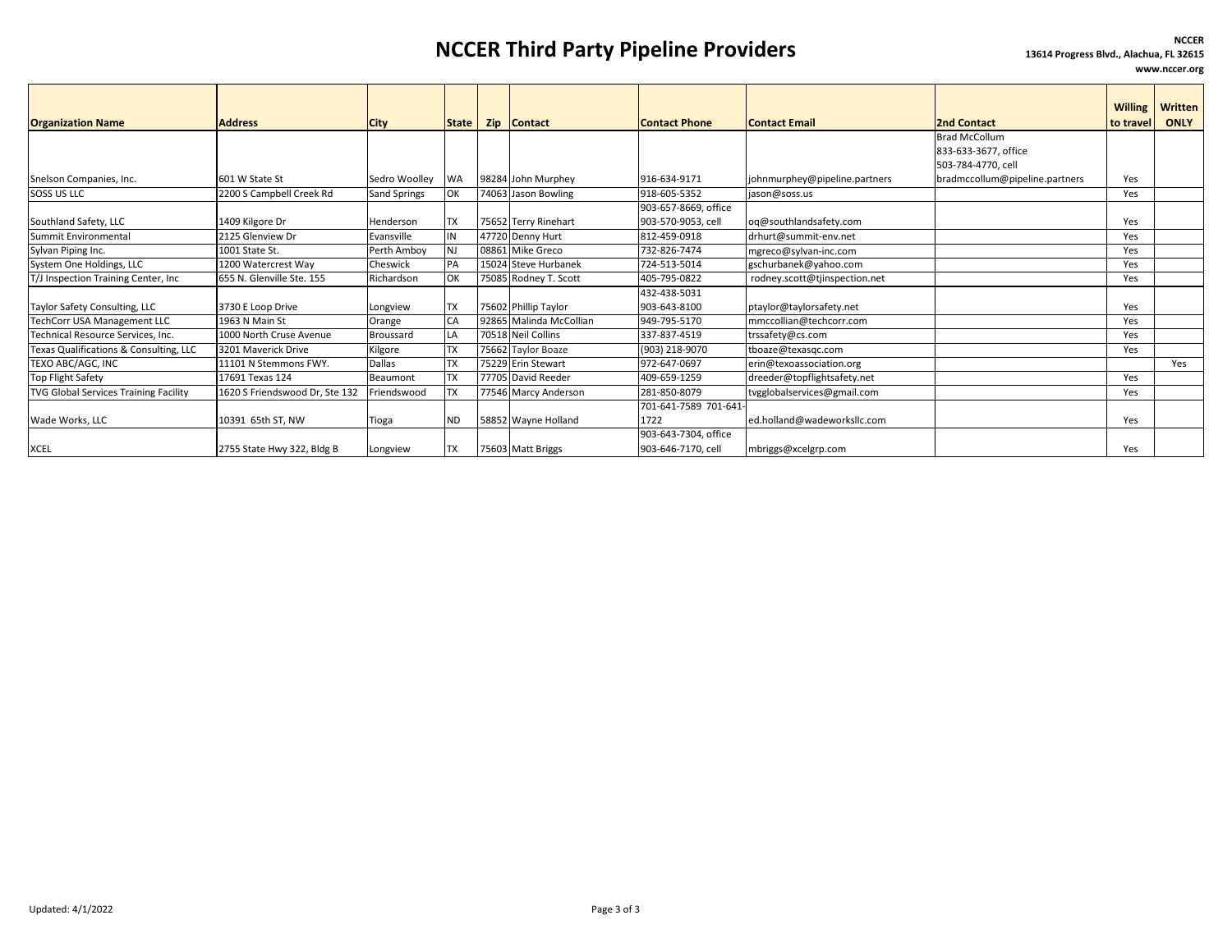# NCCER Third Party Pipeline Providers

**NCCER**
**13614 Progress Blvd., Alachua, FL 32615**
**www.nccer.org**

| Organization Name | Address | City | State | Zip | Contact | Contact Phone | Contact Email | 2nd Contact | Willing to travel | Written ONLY |
|---|---|---|---|---|---|---|---|---|---|---|
| Snelson Companies, Inc. | 601 W State St | Sedro Woolley | WA | 98284 | John Murphey | 916-634-9171 | johnmurphey@pipeline.partners | Brad McCollum 833-633-3677, office 503-784-4770, cell bradmccollum@pipeline.partners | Yes | |
| SOSS US LLC | 2200 S Campbell Creek Rd | Sand Springs | OK | 74063 | Jason Bowling | 918-605-5352 | jason@soss.us | | Yes | |
| Southland Safety, LLC | 1409 Kilgore Dr | Henderson | TX | 75652 | Terry Rinehart | 903-657-8669, office 903-570-9053, cell | oq@southlandsafety.com | | Yes | |
| Summit Environmental | 2125 Glenview Dr | Evansville | IN | 47720 | Denny Hurt | 812-459-0918 | drhurt@summit-env.net | | Yes | |
| Sylvan Piping Inc. | 1001 State St. | Perth Amboy | NJ | 08861 | Mike Greco | 732-826-7474 | mgreco@sylvan-inc.com | | Yes | |
| System One Holdings, LLC | 1200 Watercrest Way | Cheswick | PA | 15024 | Steve Hurbanek | 724-513-5014 | gschurbanek@yahoo.com | | Yes | |
| T/J Inspection Training Center, Inc | 655 N. Glenville Ste. 155 | Richardson | OK | 75085 | Rodney T. Scott | 405-795-0822 | rodney.scott@tjinspection.net | | Yes | |
| Taylor Safety Consulting, LLC | 3730 E Loop Drive | Longview | TX | 75602 | Phillip Taylor | 432-438-5031 903-643-8100 | ptaylor@taylorsafety.net | | Yes | |
| TechCorr USA Management LLC | 1963 N Main St | Orange | CA | 92865 | Malinda McCollian | 949-795-5170 | mmccollian@techcorr.com | | Yes | |
| Technical Resource Services, Inc. | 1000 North Cruse Avenue | Broussard | LA | 70518 | Neil Collins | 337-837-4519 | trssafety@cs.com | | Yes | |
| Texas Qualifications & Consulting, LLC | 3201 Maverick Drive | Kilgore | TX | 75662 | Taylor Boaze | (903) 218-9070 | tboaze@texasqc.com | | Yes | |
| TEXO ABC/AGC, INC | 11101 N Stemmons FWY. | Dallas | TX | 75229 | Erin Stewart | 972-647-0697 | erin@texoassociation.org | | | Yes |
| Top Flight Safety | 17691 Texas 124 | Beaumont | TX | 77705 | David Reeder | 409-659-1259 | dreeder@topflightsafety.net | | Yes | |
| TVG Global Services Training Facility | 1620 S Friendswood Dr, Ste 132 | Friendswood | TX | 77546 | Marcy Anderson | 281-850-8079 | tvgglobalservices@gmail.com | | Yes | |
| Wade Works, LLC | 10391 65th ST, NW | Tioga | ND | 58852 | Wayne Holland | 701-641-7589 701-641-1722 | ed.holland@wadeworksllc.com | | Yes | |
| XCEL | 2755 State Hwy 322, Bldg B | Longview | TX | 75603 | Matt Briggs | 903-643-7304, office 903-646-7170, cell | mbriggs@xcelgrp.com | | Yes | |

Updated: 4/1/2022